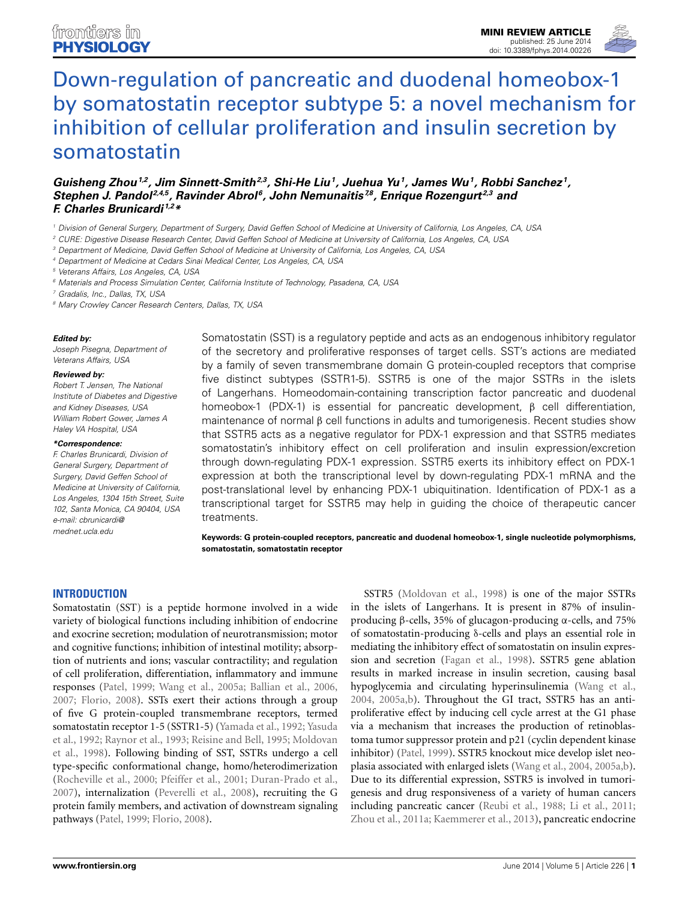MINI REVIEW ARTICLE
published: 25 June 2014
doi: 10.3389/fphys.2014.00226

# Down-regulation of pancreatic and duodenal homeobox-1 by somatostatin receptor subtype 5: a novel mechanism for inhibition of cellular proliferation and insulin secretion by somatostatin

***Guisheng Zhou[1,2], Jim Sinnett-Smith[2,3], Shi-He Liu[1], Juehua Yu[1], James Wu[1], Robbi Sanchez[1], Stephen J. Pandol[2,4,5], Ravinder Abrol[6], John Nemunaitis[7,8], Enrique Rozengurt[2,3] and F. Charles Brunicardi[1,2]****

[1] Division of General Surgery, Department of Surgery, David Geffen School of Medicine at University of California, Los Angeles, CA, USA
[2] CURE: Digestive Disease Research Center, David Geffen School of Medicine at University of California, Los Angeles, CA, USA
[3] Department of Medicine, David Geffen School of Medicine at University of California, Los Angeles, CA, USA
[4] Department of Medicine at Cedars Sinai Medical Center, Los Angeles, CA, USA
[5] Veterans Affairs, Los Angeles, CA, USA
[6] Materials and Process Simulation Center, California Institute of Technology, Pasadena, CA, USA
[7] Gradalis, Inc., Dallas, TX, USA
[8] Mary Crowley Cancer Research Centers, Dallas, TX, USA

***Edited by:***
*Joseph Pisegna, Department of Veterans Affairs, USA*

***Reviewed by:***
*Robert T. Jensen, The National Institute of Diabetes and Digestive and Kidney Diseases, USA*
*William Robert Gower, James A Haley VA Hospital, USA*

***\*Correspondence:***
*F. Charles Brunicardi, Division of General Surgery, Department of Surgery, David Geffen School of Medicine at University of California, Los Angeles, 1304 15th Street, Suite 102, Santa Monica, CA 90404, USA e-mail: cbrunicardi@mednet.ucla.edu*

Somatostatin (SST) is a regulatory peptide and acts as an endogenous inhibitory regulator of the secretory and proliferative responses of target cells. SST's actions are mediated by a family of seven transmembrane domain G protein-coupled receptors that comprise five distinct subtypes (SSTR1-5). SSTR5 is one of the major SSTRs in the islets of Langerhans. Homeodomain-containing transcription factor pancreatic and duodenal homeobox-1 (PDX-1) is essential for pancreatic development, β cell differentiation, maintenance of normal β cell functions in adults and tumorigenesis. Recent studies show that SSTR5 acts as a negative regulator for PDX-1 expression and that SSTR5 mediates somatostatin's inhibitory effect on cell proliferation and insulin expression/excretion through down-regulating PDX-1 expression. SSTR5 exerts its inhibitory effect on PDX-1 expression at both the transcriptional level by down-regulating PDX-1 mRNA and the post-translational level by enhancing PDX-1 ubiquitination. Identification of PDX-1 as a transcriptional target for SSTR5 may help in guiding the choice of therapeutic cancer treatments.

**Keywords: G protein-coupled receptors, pancreatic and duodenal homeobox-1, single nucleotide polymorphisms, somatostatin, somatostatin receptor**

## INTRODUCTION

Somatostatin (SST) is a peptide hormone involved in a wide variety of biological functions including inhibition of endocrine and exocrine secretion; modulation of neurotransmission; motor and cognitive functions; inhibition of intestinal motility; absorption of nutrients and ions; vascular contractility; and regulation of cell proliferation, differentiation, inflammatory and immune responses (Patel, 1999; Wang et al., 2005a; Ballian et al., 2006, 2007; Florio, 2008). SSTs exert their actions through a group of five G protein-coupled transmembrane receptors, termed somatostatin receptor 1-5 (SSTR1-5) (Yamada et al., 1992; Yasuda et al., 1992; Raynor et al., 1993; Reisine and Bell, 1995; Moldovan et al., 1998). Following binding of SST, SSTRs undergo a cell type-specific conformational change, homo/heterodimerization (Rocheville et al., 2000; Pfeiffer et al., 2001; Duran-Prado et al., 2007), internalization (Peverelli et al., 2008), recruiting the G protein family members, and activation of downstream signaling pathways (Patel, 1999; Florio, 2008).

SSTR5 (Moldovan et al., 1998) is one of the major SSTRs in the islets of Langerhans. It is present in 87% of insulin-producing β-cells, 35% of glucagon-producing α-cells, and 75% of somatostatin-producing δ-cells and plays an essential role in mediating the inhibitory effect of somatostatin on insulin expression and secretion (Fagan et al., 1998). SSTR5 gene ablation results in marked increase in insulin secretion, causing basal hypoglycemia and circulating hyperinsulinemia (Wang et al., 2004, 2005a,b). Throughout the GI tract, SSTR5 has an anti-proliferative effect by inducing cell cycle arrest at the G1 phase via a mechanism that increases the production of retinoblastoma tumor suppressor protein and p21 (cyclin dependent kinase inhibitor) (Patel, 1999). SSTR5 knockout mice develop islet neoplasia associated with enlarged islets (Wang et al., 2004, 2005a,b). Due to its differential expression, SSTR5 is involved in tumorigenesis and drug responsiveness of a variety of human cancers including pancreatic cancer (Reubi et al., 1988; Li et al., 2011; Zhou et al., 2011a; Kaemmerer et al., 2013), pancreatic endocrine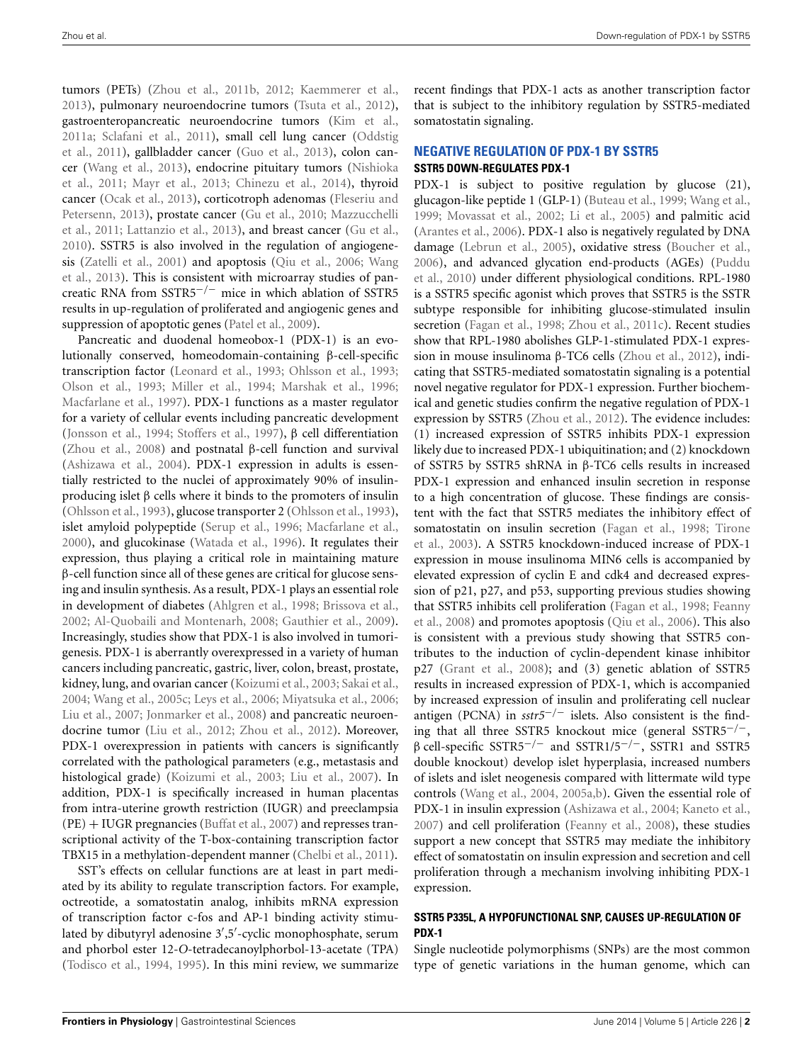tumors (PETs) (Zhou et al., 2011b, 2012; Kaemmerer et al., 2013), pulmonary neuroendocrine tumors (Tsuta et al., 2012), gastroenteropancreatic neuroendocrine tumors (Kim et al., 2011a; Sclafani et al., 2011), small cell lung cancer (Oddstig et al., 2011), gallbladder cancer (Guo et al., 2013), colon cancer (Wang et al., 2013), endocrine pituitary tumors (Nishioka et al., 2011; Mayr et al., 2013; Chinezu et al., 2014), thyroid cancer (Ocak et al., 2013), corticotroph adenomas (Fleseriu and Petersenn, 2013), prostate cancer (Gu et al., 2010; Mazzucchelli et al., 2011; Lattanzio et al., 2013), and breast cancer (Gu et al., 2010). SSTR5 is also involved in the regulation of angiogenesis (Zatelli et al., 2001) and apoptosis (Qiu et al., 2006; Wang et al., 2013). This is consistent with microarray studies of pancreatic RNA from SSTR5$^{-/-}$ mice in which ablation of SSTR5 results in up-regulation of proliferated and angiogenic genes and suppression of apoptotic genes (Patel et al., 2009).

Pancreatic and duodenal homeobox-1 (PDX-1) is an evolutionally conserved, homeodomain-containing β-cell-specific transcription factor (Leonard et al., 1993; Ohlsson et al., 1993; Olson et al., 1993; Miller et al., 1994; Marshak et al., 1996; Macfarlane et al., 1997). PDX-1 functions as a master regulator for a variety of cellular events including pancreatic development (Jonsson et al., 1994; Stoffers et al., 1997), β cell differentiation (Zhou et al., 2008) and postnatal β-cell function and survival (Ashizawa et al., 2004). PDX-1 expression in adults is essentially restricted to the nuclei of approximately 90% of insulin-producing islet β cells where it binds to the promoters of insulin (Ohlsson et al., 1993), glucose transporter 2 (Ohlsson et al., 1993), islet amyloid polypeptide (Serup et al., 1996; Macfarlane et al., 2000), and glucokinase (Watada et al., 1996). It regulates their expression, thus playing a critical role in maintaining mature β-cell function since all of these genes are critical for glucose sensing and insulin synthesis. As a result, PDX-1 plays an essential role in development of diabetes (Ahlgren et al., 1998; Brissova et al., 2002; Al-Quobaili and Montenarh, 2008; Gauthier et al., 2009). Increasingly, studies show that PDX-1 is also involved in tumorigenesis. PDX-1 is aberrantly overexpressed in a variety of human cancers including pancreatic, gastric, liver, colon, breast, prostate, kidney, lung, and ovarian cancer (Koizumi et al., 2003; Sakai et al., 2004; Wang et al., 2005c; Leys et al., 2006; Miyatsuka et al., 2006; Liu et al., 2007; Jonmarker et al., 2008) and pancreatic neuroendocrine tumor (Liu et al., 2012; Zhou et al., 2012). Moreover, PDX-1 overexpression in patients with cancers is significantly correlated with the pathological parameters (e.g., metastasis and histological grade) (Koizumi et al., 2003; Liu et al., 2007). In addition, PDX-1 is specifically increased in human placentas from intra-uterine growth restriction (IUGR) and preeclampsia (PE) + IUGR pregnancies (Buffat et al., 2007) and represses transcriptional activity of the T-box-containing transcription factor TBX15 in a methylation-dependent manner (Chelbi et al., 2011).

SST's effects on cellular functions are at least in part mediated by its ability to regulate transcription factors. For example, octreotide, a somatostatin analog, inhibits mRNA expression of transcription factor c-fos and AP-1 binding activity stimulated by dibutyryl adenosine 3′,5′-cyclic monophosphate, serum and phorbol ester 12-*O*-tetradecanoylphorbol-13-acetate (TPA) (Todisco et al., 1994, 1995). In this mini review, we summarize recent findings that PDX-1 acts as another transcription factor that is subject to the inhibitory regulation by SSTR5-mediated somatostatin signaling.

## NEGATIVE REGULATION OF PDX-1 BY SSTR5

### SSTR5 DOWN-REGULATES PDX-1

PDX-1 is subject to positive regulation by glucose (21), glucagon-like peptide 1 (GLP-1) (Buteau et al., 1999; Wang et al., 1999; Movassat et al., 2002; Li et al., 2005) and palmitic acid (Arantes et al., 2006). PDX-1 also is negatively regulated by DNA damage (Lebrun et al., 2005), oxidative stress (Boucher et al., 2006), and advanced glycation end-products (AGEs) (Puddu et al., 2010) under different physiological conditions. RPL-1980 is a SSTR5 specific agonist which proves that SSTR5 is the SSTR subtype responsible for inhibiting glucose-stimulated insulin secretion (Fagan et al., 1998; Zhou et al., 2011c). Recent studies show that RPL-1980 abolishes GLP-1-stimulated PDX-1 expression in mouse insulinoma β-TC6 cells (Zhou et al., 2012), indicating that SSTR5-mediated somatostatin signaling is a potential novel negative regulator for PDX-1 expression. Further biochemical and genetic studies confirm the negative regulation of PDX-1 expression by SSTR5 (Zhou et al., 2012). The evidence includes: (1) increased expression of SSTR5 inhibits PDX-1 expression likely due to increased PDX-1 ubiquitination; and (2) knockdown of SSTR5 by SSTR5 shRNA in β-TC6 cells results in increased PDX-1 expression and enhanced insulin secretion in response to a high concentration of glucose. These findings are consistent with the fact that SSTR5 mediates the inhibitory effect of somatostatin on insulin secretion (Fagan et al., 1998; Tirone et al., 2003). A SSTR5 knockdown-induced increase of PDX-1 expression in mouse insulinoma MIN6 cells is accompanied by elevated expression of cyclin E and cdk4 and decreased expression of p21, p27, and p53, supporting previous studies showing that SSTR5 inhibits cell proliferation (Fagan et al., 1998; Feanny et al., 2008) and promotes apoptosis (Qiu et al., 2006). This also is consistent with a previous study showing that SSTR5 contributes to the induction of cyclin-dependent kinase inhibitor p27 (Grant et al., 2008); and (3) genetic ablation of SSTR5 results in increased expression of PDX-1, which is accompanied by increased expression of insulin and proliferating cell nuclear antigen (PCNA) in *sstr5*$^{-/-}$ islets. Also consistent is the finding that all three SSTR5 knockout mice (general SSTR5$^{-/-}$, β cell-specific SSTR5$^{-/-}$ and SSTR1/5$^{-/-}$, SSTR1 and SSTR5 double knockout) develop islet hyperplasia, increased numbers of islets and islet neogenesis compared with littermate wild type controls (Wang et al., 2004, 2005a,b). Given the essential role of PDX-1 in insulin expression (Ashizawa et al., 2004; Kaneto et al., 2007) and cell proliferation (Feanny et al., 2008), these studies support a new concept that SSTR5 may mediate the inhibitory effect of somatostatin on insulin expression and secretion and cell proliferation through a mechanism involving inhibiting PDX-1 expression.

### SSTR5 P335L, A HYPOFUNCTIONAL SNP, CAUSES UP-REGULATION OF PDX-1

Single nucleotide polymorphisms (SNPs) are the most common type of genetic variations in the human genome, which can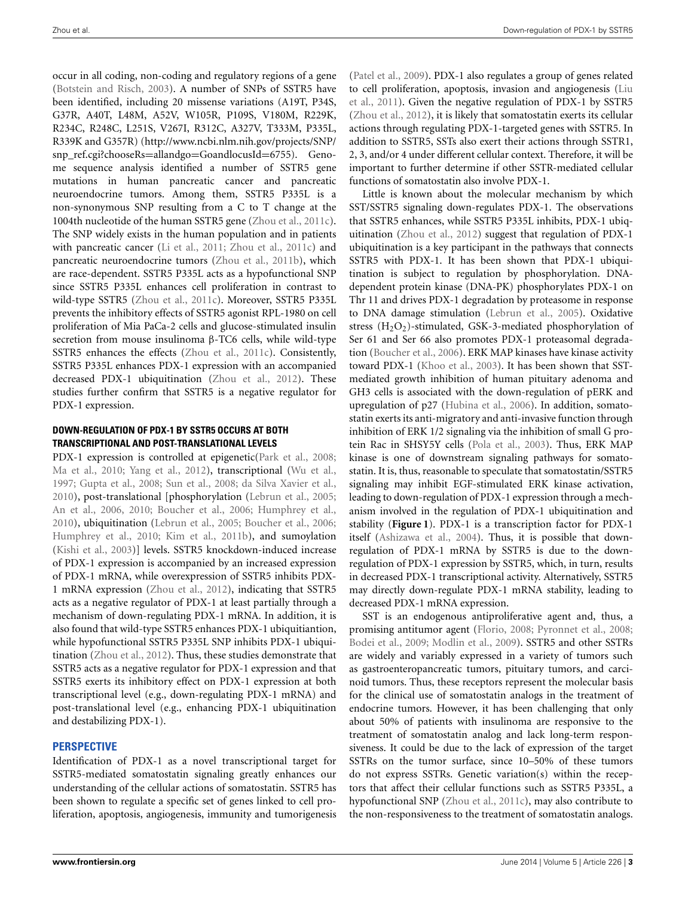occur in all coding, non-coding and regulatory regions of a gene (Botstein and Risch, 2003). A number of SNPs of SSTR5 have been identified, including 20 missense variations (A19T, P34S, G37R, A40T, L48M, A52V, W105R, P109S, V180M, R229K, R234C, R248C, L251S, V267I, R312C, A327V, T333M, P335L, R339K and G357R) (http://www.ncbi.nlm.nih.gov/projects/SNP/snp_ref.cgi?chooseRs=allandgo=GoandlocusId=6755). Genome sequence analysis identified a number of SSTR5 gene mutations in human pancreatic cancer and pancreatic neuroendocrine tumors. Among them, SSTR5 P335L is a non-synonymous SNP resulting from a C to T change at the 1004th nucleotide of the human SSTR5 gene (Zhou et al., 2011c). The SNP widely exists in the human population and in patients with pancreatic cancer (Li et al., 2011; Zhou et al., 2011c) and pancreatic neuroendocrine tumors (Zhou et al., 2011b), which are race-dependent. SSTR5 P335L acts as a hypofunctional SNP since SSTR5 P335L enhances cell proliferation in contrast to wild-type SSTR5 (Zhou et al., 2011c). Moreover, SSTR5 P335L prevents the inhibitory effects of SSTR5 agonist RPL-1980 on cell proliferation of Mia PaCa-2 cells and glucose-stimulated insulin secretion from mouse insulinoma β-TC6 cells, while wild-type SSTR5 enhances the effects (Zhou et al., 2011c). Consistently, SSTR5 P335L enhances PDX-1 expression with an accompanied decreased PDX-1 ubiquitination (Zhou et al., 2012). These studies further confirm that SSTR5 is a negative regulator for PDX-1 expression.

### DOWN-REGULATION OF PDX-1 BY SSTR5 OCCURS AT BOTH TRANSCRIPTIONAL AND POST-TRANSLATIONAL LEVELS

PDX-1 expression is controlled at epigenetic(Park et al., 2008; Ma et al., 2010; Yang et al., 2012), transcriptional (Wu et al., 1997; Gupta et al., 2008; Sun et al., 2008; da Silva Xavier et al., 2010), post-translational [phosphorylation (Lebrun et al., 2005; An et al., 2006, 2010; Boucher et al., 2006; Humphrey et al., 2010), ubiquitination (Lebrun et al., 2005; Boucher et al., 2006; Humphrey et al., 2010; Kim et al., 2011b), and sumoylation (Kishi et al., 2003)] levels. SSTR5 knockdown-induced increase of PDX-1 expression is accompanied by an increased expression of PDX-1 mRNA, while overexpression of SSTR5 inhibits PDX-1 mRNA expression (Zhou et al., 2012), indicating that SSTR5 acts as a negative regulator of PDX-1 at least partially through a mechanism of down-regulating PDX-1 mRNA. In addition, it is also found that wild-type SSTR5 enhances PDX-1 ubiquitiantion, while hypofunctional SSTR5 P335L SNP inhibits PDX-1 ubiquitination (Zhou et al., 2012). Thus, these studies demonstrate that SSTR5 acts as a negative regulator for PDX-1 expression and that SSTR5 exerts its inhibitory effect on PDX-1 expression at both transcriptional level (e.g., down-regulating PDX-1 mRNA) and post-translational level (e.g., enhancing PDX-1 ubiquitination and destabilizing PDX-1).

## PERSPECTIVE

Identification of PDX-1 as a novel transcriptional target for SSTR5-mediated somatostatin signaling greatly enhances our understanding of the cellular actions of somatostatin. SSTR5 has been shown to regulate a specific set of genes linked to cell proliferation, apoptosis, angiogenesis, immunity and tumorigenesis (Patel et al., 2009). PDX-1 also regulates a group of genes related to cell proliferation, apoptosis, invasion and angiogenesis (Liu et al., 2011). Given the negative regulation of PDX-1 by SSTR5 (Zhou et al., 2012), it is likely that somatostatin exerts its cellular actions through regulating PDX-1-targeted genes with SSTR5. In addition to SSTR5, SSTs also exert their actions through SSTR1, 2, 3, and/or 4 under different cellular context. Therefore, it will be important to further determine if other SSTR-mediated cellular functions of somatostatin also involve PDX-1.

Little is known about the molecular mechanism by which SST/SSTR5 signaling down-regulates PDX-1. The observations that SSTR5 enhances, while SSTR5 P335L inhibits, PDX-1 ubiquitination (Zhou et al., 2012) suggest that regulation of PDX-1 ubiquitination is a key participant in the pathways that connects SSTR5 with PDX-1. It has been shown that PDX-1 ubiquitination is subject to regulation by phosphorylation. DNA-dependent protein kinase (DNA-PK) phosphorylates PDX-1 on Thr 11 and drives PDX-1 degradation by proteasome in response to DNA damage stimulation (Lebrun et al., 2005). Oxidative stress ($H_2O_2$)-stimulated, GSK-3-mediated phosphorylation of Ser 61 and Ser 66 also promotes PDX-1 proteasomal degradation (Boucher et al., 2006). ERK MAP kinases have kinase activity toward PDX-1 (Khoo et al., 2003). It has been shown that SST-mediated growth inhibition of human pituitary adenoma and GH3 cells is associated with the down-regulation of pERK and upregulation of p27 (Hubina et al., 2006). In addition, somatostatin exerts its anti-migratory and anti-invasive function through inhibition of ERK 1/2 signaling via the inhibition of small G protein Rac in SHSY5Y cells (Pola et al., 2003). Thus, ERK MAP kinase is one of downstream signaling pathways for somatostatin. It is, thus, reasonable to speculate that somatostatin/SSTR5 signaling may inhibit EGF-stimulated ERK kinase activation, leading to down-regulation of PDX-1 expression through a mechanism involved in the regulation of PDX-1 ubiquitination and stability (**Figure 1**). PDX-1 is a transcription factor for PDX-1 itself (Ashizawa et al., 2004). Thus, it is possible that down-regulation of PDX-1 mRNA by SSTR5 is due to the down-regulation of PDX-1 expression by SSTR5, which, in turn, results in decreased PDX-1 transcriptional activity. Alternatively, SSTR5 may directly down-regulate PDX-1 mRNA stability, leading to decreased PDX-1 mRNA expression.

SST is an endogenous antiproliferative agent and, thus, a promising antitumor agent (Florio, 2008; Pyronnet et al., 2008; Bodei et al., 2009; Modlin et al., 2009). SSTR5 and other SSTRs are widely and variably expressed in a variety of tumors such as gastroenteropancreatic tumors, pituitary tumors, and carcinoid tumors. Thus, these receptors represent the molecular basis for the clinical use of somatostatin analogs in the treatment of endocrine tumors. However, it has been challenging that only about 50% of patients with insulinoma are responsive to the treatment of somatostatin analog and lack long-term responsiveness. It could be due to the lack of expression of the target SSTRs on the tumor surface, since 10–50% of these tumors do not express SSTRs. Genetic variation(s) within the receptors that affect their cellular functions such as SSTR5 P335L, a hypofunctional SNP (Zhou et al., 2011c), may also contribute to the non-responsiveness to the treatment of somatostatin analogs.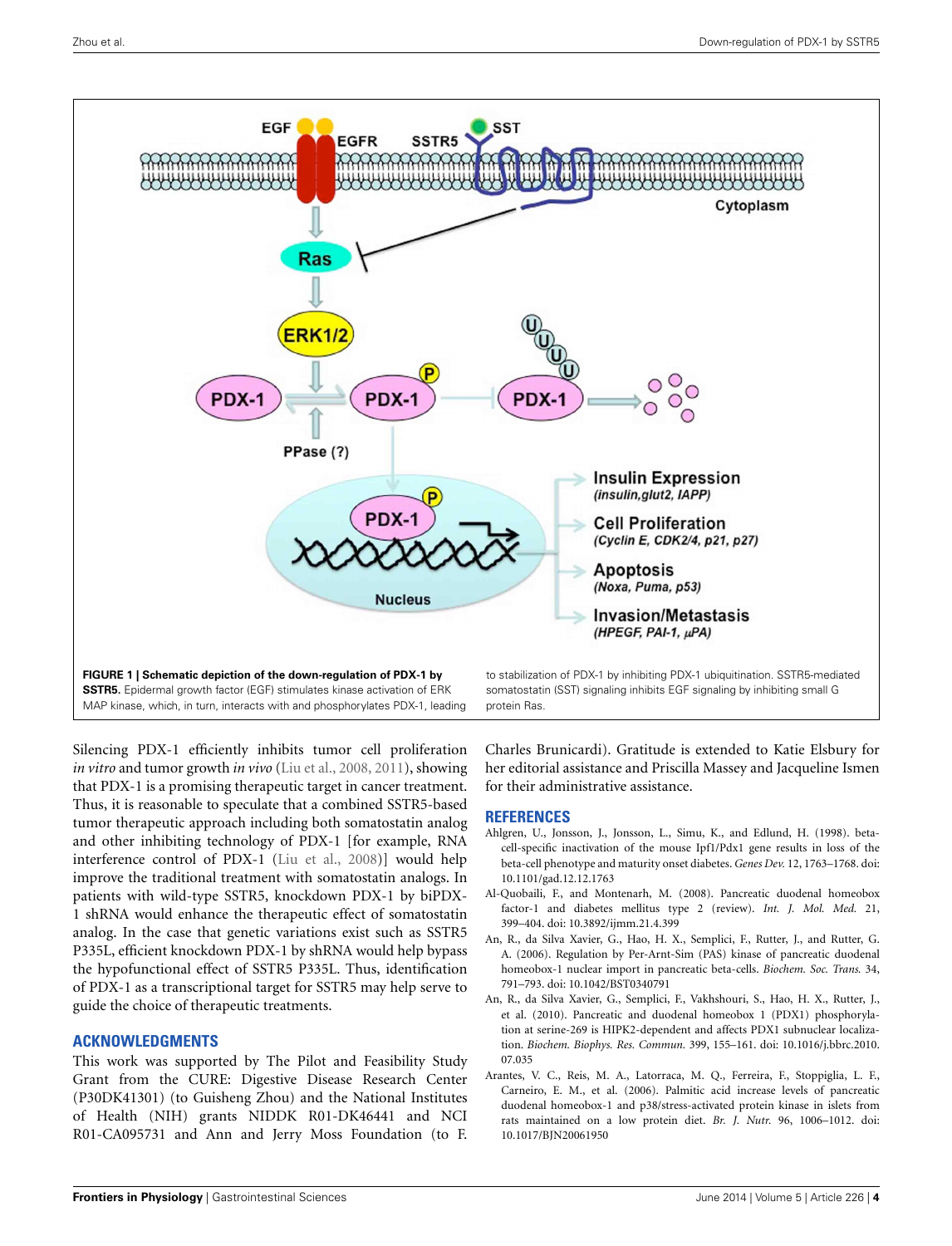**FIGURE 1 | Schematic depiction of the down-regulation of PDX-1 by SSTR5.** Epidermal growth factor (EGF) stimulates kinase activation of ERK MAP kinase, which, in turn, interacts with and phosphorylates PDX-1, leading to stabilization of PDX-1 by inhibiting PDX-1 ubiquitination. SSTR5-mediated somatostatin (SST) signaling inhibits EGF signaling by inhibiting small G protein Ras.

Silencing PDX-1 efficiently inhibits tumor cell proliferation *in vitro* and tumor growth *in vivo* (Liu et al., 2008, 2011), showing that PDX-1 is a promising therapeutic target in cancer treatment. Thus, it is reasonable to speculate that a combined SSTR5-based tumor therapeutic approach including both somatostatin analog and other inhibiting technology of PDX-1 [for example, RNA interference control of PDX-1 (Liu et al., 2008)] would help improve the traditional treatment with somatostatin analogs. In patients with wild-type SSTR5, knockdown PDX-1 by biPDX-1 shRNA would enhance the therapeutic effect of somatostatin analog. In the case that genetic variations exist such as SSTR5 P335L, efficient knockdown PDX-1 by shRNA would help bypass the hypofunctional effect of SSTR5 P335L. Thus, identification of PDX-1 as a transcriptional target for SSTR5 may help serve to guide the choice of therapeutic treatments.

## ACKNOWLEDGMENTS

This work was supported by The Pilot and Feasibility Study Grant from the CURE: Digestive Disease Research Center (P30DK41301) (to Guisheng Zhou) and the National Institutes of Health (NIH) grants NIDDK R01-DK46441 and NCI R01-CA095731 and Ann and Jerry Moss Foundation (to F. Charles Brunicardi). Gratitude is extended to Katie Elsbury for her editorial assistance and Priscilla Massey and Jacqueline Ismen for their administrative assistance.

## REFERENCES

Ahlgren, U., Jonsson, J., Jonsson, L., Simu, K., and Edlund, H. (1998). beta-cell-specific inactivation of the mouse Ipf1/Pdx1 gene results in loss of the beta-cell phenotype and maturity onset diabetes. *Genes Dev.* 12, 1763–1768. doi: 10.1101/gad.12.12.1763

Al-Quobaili, F., and Montenarh, M. (2008). Pancreatic duodenal homeobox factor-1 and diabetes mellitus type 2 (review). *Int. J. Mol. Med.* 21, 399–404. doi: 10.3892/ijmm.21.4.399

An, R., da Silva Xavier, G., Hao, H. X., Semplici, F., Rutter, J., and Rutter, G. A. (2006). Regulation by Per-Arnt-Sim (PAS) kinase of pancreatic duodenal homeobox-1 nuclear import in pancreatic beta-cells. *Biochem. Soc. Trans.* 34, 791–793. doi: 10.1042/BST0340791

An, R., da Silva Xavier, G., Semplici, F., Vakhshouri, S., Hao, H. X., Rutter, J., et al. (2010). Pancreatic and duodenal homeobox 1 (PDX1) phosphorylation at serine-269 is HIPK2-dependent and affects PDX1 subnuclear localization. *Biochem. Biophys. Res. Commun.* 399, 155–161. doi: 10.1016/j.bbrc.2010.07.035

Arantes, V. C., Reis, M. A., Latorraca, M. Q., Ferreira, F., Stoppiglia, L. F., Carneiro, E. M., et al. (2006). Palmitic acid increase levels of pancreatic duodenal homeobox-1 and p38/stress-activated protein kinase in islets from rats maintained on a low protein diet. *Br. J. Nutr.* 96, 1006–1012. doi: 10.1017/BJN20061950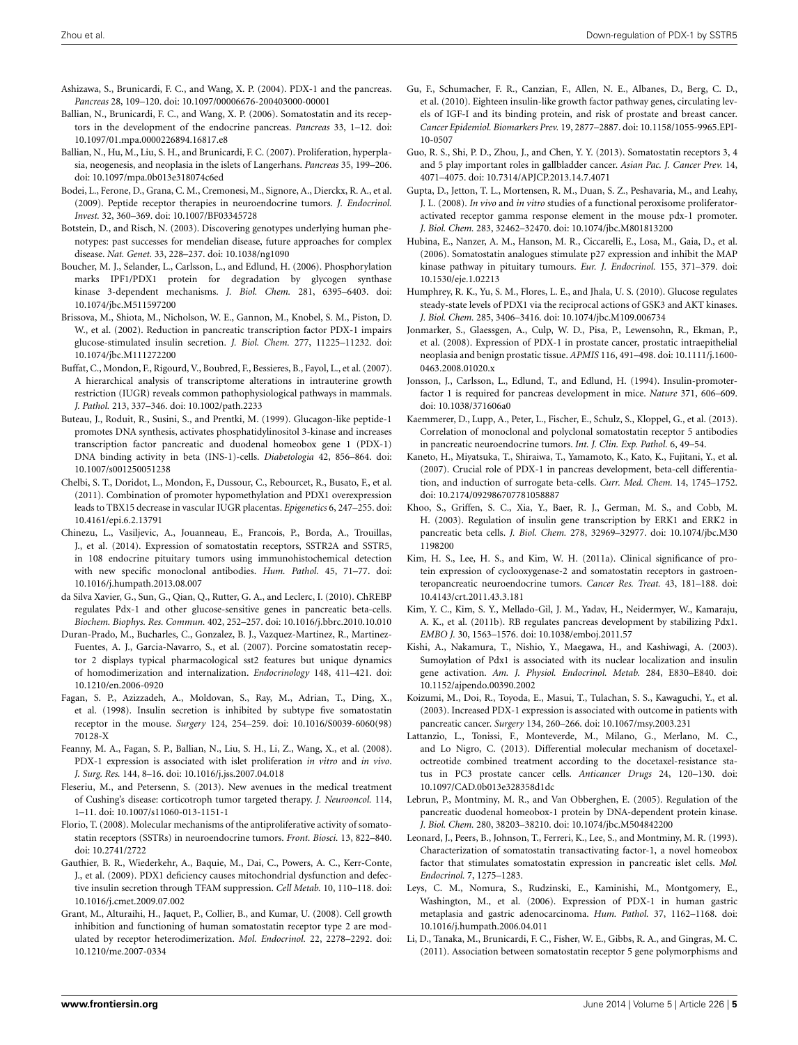Ashizawa, S., Brunicardi, F. C., and Wang, X. P. (2004). PDX-1 and the pancreas. *Pancreas* 28, 109–120. doi: 10.1097/00006676-200403000-00001

Ballian, N., Brunicardi, F. C., and Wang, X. P. (2006). Somatostatin and its receptors in the development of the endocrine pancreas. *Pancreas* 33, 1–12. doi: 10.1097/01.mpa.0000226894.16817.e8

Ballian, N., Hu, M., Liu, S. H., and Brunicardi, F. C. (2007). Proliferation, hyperplasia, neogenesis, and neoplasia in the islets of Langerhans. *Pancreas* 35, 199–206. doi: 10.1097/mpa.0b013e318074c6ed

Bodei, L., Ferone, D., Grana, C. M., Cremonesi, M., Signore, A., Dierckx, R. A., et al. (2009). Peptide receptor therapies in neuroendocrine tumors. *J. Endocrinol. Invest.* 32, 360–369. doi: 10.1007/BF03345728

Botstein, D., and Risch, N. (2003). Discovering genotypes underlying human phenotypes: past successes for mendelian disease, future approaches for complex disease. *Nat. Genet.* 33, 228–237. doi: 10.1038/ng1090

Boucher, M. J., Selander, L., Carlsson, L., and Edlund, H. (2006). Phosphorylation marks IPF1/PDX1 protein for degradation by glycogen synthase kinase 3-dependent mechanisms. *J. Biol. Chem.* 281, 6395–6403. doi: 10.1074/jbc.M511597200

Brissova, M., Shiota, M., Nicholson, W. E., Gannon, M., Knobel, S. M., Piston, D. W., et al. (2002). Reduction in pancreatic transcription factor PDX-1 impairs glucose-stimulated insulin secretion. *J. Biol. Chem.* 277, 11225–11232. doi: 10.1074/jbc.M111272200

Buffat, C., Mondon, F., Rigourd, V., Boubred, F., Bessieres, B., Fayol, L., et al. (2007). A hierarchical analysis of transcriptome alterations in intrauterine growth restriction (IUGR) reveals common pathophysiological pathways in mammals. *J. Pathol.* 213, 337–346. doi: 10.1002/path.2233

Buteau, J., Roduit, R., Susini, S., and Prentki, M. (1999). Glucagon-like peptide-1 promotes DNA synthesis, activates phosphatidylinositol 3-kinase and increases transcription factor pancreatic and duodenal homeobox gene 1 (PDX-1) DNA binding activity in beta (INS-1)-cells. *Diabetologia* 42, 856–864. doi: 10.1007/s001250051238

Chelbi, S. T., Doridot, L., Mondon, F., Dussour, C., Rebourcet, R., Busato, F., et al. (2011). Combination of promoter hypomethylation and PDX1 overexpression leads to TBX15 decrease in vascular IUGR placentas. *Epigenetics* 6, 247–255. doi: 10.4161/epi.6.2.13791

Chinezu, L., Vasiljevic, A., Jouanneau, E., Francois, P., Borda, A., Trouillas, J., et al. (2014). Expression of somatostatin receptors, SSTR2A and SSTR5, in 108 endocrine pituitary tumors using immunohistochemical detection with new specific monoclonal antibodies. *Hum. Pathol.* 45, 71–77. doi: 10.1016/j.humpath.2013.08.007

da Silva Xavier, G., Sun, G., Qian, Q., Rutter, G. A., and Leclerc, I. (2010). ChREBP regulates Pdx-1 and other glucose-sensitive genes in pancreatic beta-cells. *Biochem. Biophys. Res. Commun.* 402, 252–257. doi: 10.1016/j.bbrc.2010.10.010

Duran-Prado, M., Bucharles, C., Gonzalez, B. J., Vazquez-Martinez, R., Martinez-Fuentes, A. J., Garcia-Navarro, S., et al. (2007). Porcine somatostatin receptor 2 displays typical pharmacological sst2 features but unique dynamics of homodimerization and internalization. *Endocrinology* 148, 411–421. doi: 10.1210/en.2006-0920

Fagan, S. P., Azizzadeh, A., Moldovan, S., Ray, M., Adrian, T., Ding, X., et al. (1998). Insulin secretion is inhibited by subtype five somatostatin receptor in the mouse. *Surgery* 124, 254–259. doi: 10.1016/S0039-6060(98)70128-X

Feanny, M. A., Fagan, S. P., Ballian, N., Liu, S. H., Li, Z., Wang, X., et al. (2008). PDX-1 expression is associated with islet proliferation *in vitro* and *in vivo*. *J. Surg. Res.* 144, 8–16. doi: 10.1016/j.jss.2007.04.018

Fleseriu, M., and Petersenn, S. (2013). New avenues in the medical treatment of Cushing's disease: corticotroph tumor targeted therapy. *J. Neurooncol.* 114, 1–11. doi: 10.1007/s11060-013-1151-1

Florio, T. (2008). Molecular mechanisms of the antiproliferative activity of somatostatin receptors (SSTRs) in neuroendocrine tumors. *Front. Biosci.* 13, 822–840. doi: 10.2741/2722

Gauthier, B. R., Wiederkehr, A., Baquie, M., Dai, C., Powers, A. C., Kerr-Conte, J., et al. (2009). PDX1 deficiency causes mitochondrial dysfunction and defective insulin secretion through TFAM suppression. *Cell Metab.* 10, 110–118. doi: 10.1016/j.cmet.2009.07.002

Grant, M., Alturaihi, H., Jaquet, P., Collier, B., and Kumar, U. (2008). Cell growth inhibition and functioning of human somatostatin receptor type 2 are modulated by receptor heterodimerization. *Mol. Endocrinol.* 22, 2278–2292. doi: 10.1210/me.2007-0334

Gu, F., Schumacher, F. R., Canzian, F., Allen, N. E., Albanes, D., Berg, C. D., et al. (2010). Eighteen insulin-like growth factor pathway genes, circulating levels of IGF-I and its binding protein, and risk of prostate and breast cancer. *Cancer Epidemiol. Biomarkers Prev.* 19, 2877–2887. doi: 10.1158/1055-9965.EPI-10-0507

Guo, R. S., Shi, P. D., Zhou, J., and Chen, Y. Y. (2013). Somatostatin receptors 3, 4 and 5 play important roles in gallbladder cancer. *Asian Pac. J. Cancer Prev.* 14, 4071–4075. doi: 10.7314/APJCP.2013.14.7.4071

Gupta, D., Jetton, T. L., Mortensen, R. M., Duan, S. Z., Peshavaria, M., and Leahy, J. L. (2008). *In vivo* and *in vitro* studies of a functional peroxisome proliferator-activated receptor gamma response element in the mouse pdx-1 promoter. *J. Biol. Chem.* 283, 32462–32470. doi: 10.1074/jbc.M801813200

Hubina, E., Nanzer, A. M., Hanson, M. R., Ciccarelli, E., Losa, M., Gaia, D., et al. (2006). Somatostatin analogues stimulate p27 expression and inhibit the MAP kinase pathway in pituitary tumours. *Eur. J. Endocrinol.* 155, 371–379. doi: 10.1530/eje.1.02213

Humphrey, R. K., Yu, S. M., Flores, L. E., and Jhala, U. S. (2010). Glucose regulates steady-state levels of PDX1 via the reciprocal actions of GSK3 and AKT kinases. *J. Biol. Chem.* 285, 3406–3416. doi: 10.1074/jbc.M109.006734

Jonmarker, S., Glaessgen, A., Culp, W. D., Pisa, P., Lewensohn, R., Ekman, P., et al. (2008). Expression of PDX-1 in prostate cancer, prostatic intraepithelial neoplasia and benign prostatic tissue. *APMIS* 116, 491–498. doi: 10.1111/j.1600-0463.2008.01020.x

Jonsson, J., Carlsson, L., Edlund, T., and Edlund, H. (1994). Insulin-promoter-factor 1 is required for pancreas development in mice. *Nature* 371, 606–609. doi: 10.1038/371606a0

Kaemmerer, D., Lupp, A., Peter, L., Fischer, E., Schulz, S., Kloppel, G., et al. (2013). Correlation of monoclonal and polyclonal somatostatin receptor 5 antibodies in pancreatic neuroendocrine tumors. *Int. J. Clin. Exp. Pathol.* 6, 49–54.

Kaneto, H., Miyatsuka, T., Shiraiwa, T., Yamamoto, K., Kato, K., Fujitani, Y., et al. (2007). Crucial role of PDX-1 in pancreas development, beta-cell differentiation, and induction of surrogate beta-cells. *Curr. Med. Chem.* 14, 1745–1752. doi: 10.2174/092986707781058887

Khoo, S., Griffen, S. C., Xia, Y., Baer, R. J., German, M. S., and Cobb, M. H. (2003). Regulation of insulin gene transcription by ERK1 and ERK2 in pancreatic beta cells. *J. Biol. Chem.* 278, 32969–32977. doi: 10.1074/jbc.M301198200

Kim, H. S., Lee, H. S., and Kim, W. H. (2011a). Clinical significance of protein expression of cyclooxygenase-2 and somatostatin receptors in gastroenteropancreatic neuroendocrine tumors. *Cancer Res. Treat.* 43, 181–188. doi: 10.4143/crt.2011.43.3.181

Kim, Y. C., Kim, S. Y., Mellado-Gil, J. M., Yadav, H., Neidermyer, W., Kamaraju, A. K., et al. (2011b). RB regulates pancreas development by stabilizing Pdx1. *EMBO J.* 30, 1563–1576. doi: 10.1038/emboj.2011.57

Kishi, A., Nakamura, T., Nishio, Y., Maegawa, H., and Kashiwagi, A. (2003). Sumoylation of Pdx1 is associated with its nuclear localization and insulin gene activation. *Am. J. Physiol. Endocrinol. Metab.* 284, E830–E840. doi: 10.1152/ajpendo.00390.2002

Koizumi, M., Doi, R., Toyoda, E., Masui, T., Tulachan, S. S., Kawaguchi, Y., et al. (2003). Increased PDX-1 expression is associated with outcome in patients with pancreatic cancer. *Surgery* 134, 260–266. doi: 10.1067/msy.2003.231

Lattanzio, L., Tonissi, F., Monteverde, M., Milano, G., Merlano, M. C., and Lo Nigro, C. (2013). Differential molecular mechanism of docetaxel-octreotide combined treatment according to the docetaxel-resistance status in PC3 prostate cancer cells. *Anticancer Drugs* 24, 120–130. doi: 10.1097/CAD.0b013e328358d1dc

Lebrun, P., Montminy, M. R., and Van Obberghen, E. (2005). Regulation of the pancreatic duodenal homeobox-1 protein by DNA-dependent protein kinase. *J. Biol. Chem.* 280, 38203–38210. doi: 10.1074/jbc.M504842200

Leonard, J., Peers, B., Johnson, T., Ferreri, K., Lee, S., and Montminy, M. R. (1993). Characterization of somatostatin transactivating factor-1, a novel homeobox factor that stimulates somatostatin expression in pancreatic islet cells. *Mol. Endocrinol.* 7, 1275–1283.

Leys, C. M., Nomura, S., Rudzinski, E., Kaminishi, M., Montgomery, E., Washington, M., et al. (2006). Expression of PDX-1 in human gastric metaplasia and gastric adenocarcinoma. *Hum. Pathol.* 37, 1162–1168. doi: 10.1016/j.humpath.2006.04.011

Li, D., Tanaka, M., Brunicardi, F. C., Fisher, W. E., Gibbs, R. A., and Gingras, M. C. (2011). Association between somatostatin receptor 5 gene polymorphisms and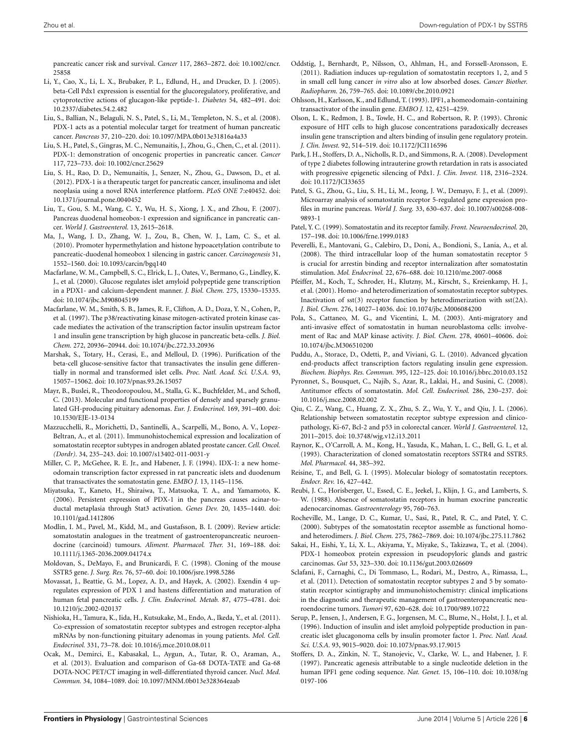pancreatic cancer risk and survival. *Cancer* 117, 2863–2872. doi: 10.1002/cncr.25858

Li, Y., Cao, X., Li, L. X., Brubaker, P. L., Edlund, H., and Drucker, D. J. (2005). beta-Cell Pdx1 expression is essential for the glucoregulatory, proliferative, and cytoprotective actions of glucagon-like peptide-1. *Diabetes* 54, 482–491. doi: 10.2337/diabetes.54.2.482

Liu, S., Ballian, N., Belaguli, N. S., Patel, S., Li, M., Templeton, N. S., et al. (2008). PDX-1 acts as a potential molecular target for treatment of human pancreatic cancer. *Pancreas* 37, 210–220. doi: 10.1097/MPA.0b013e31816a4a33

Liu, S. H., Patel, S., Gingras, M. C., Nemunaitis, J., Zhou, G., Chen, C., et al. (2011). PDX-1: demonstration of oncogenic properties in pancreatic cancer. *Cancer* 117, 723–733. doi: 10.1002/cncr.25629

Liu, S. H., Rao, D. D., Nemunaitis, J., Senzer, N., Zhou, G., Dawson, D., et al. (2012). PDX-1 is a therapeutic target for pancreatic cancer, insulinoma and islet neoplasia using a novel RNA interference platform. *PLoS ONE* 7:e40452. doi: 10.1371/journal.pone.0040452

Liu, T., Gou, S. M., Wang, C. Y., Wu, H. S., Xiong, J. X., and Zhou, F. (2007). Pancreas duodenal homeobox-1 expression and significance in pancreatic cancer. *World J. Gastroenterol.* 13, 2615–2618.

Ma, J., Wang, J. D., Zhang, W. J., Zou, B., Chen, W. J., Lam, C. S., et al. (2010). Promoter hypermethylation and histone hypoacetylation contribute to pancreatic-duodenal homeobox 1 silencing in gastric cancer. *Carcinogenesis* 31, 1552–1560. doi: 10.1093/carcin/bgq140

Macfarlane, W. M., Campbell, S. C., Elrick, L. J., Oates, V., Bermano, G., Lindley, K. J., et al. (2000). Glucose regulates islet amyloid polypeptide gene transcription in a PDX1- and calcium-dependent manner. *J. Biol. Chem.* 275, 15330–15335. doi: 10.1074/jbc.M908045199

Macfarlane, W. M., Smith, S. B., James, R. F., Clifton, A. D., Doza, Y. N., Cohen, P., et al. (1997). The p38/reactivating kinase mitogen-activated protein kinase cascade mediates the activation of the transcription factor insulin upstream factor 1 and insulin gene transcription by high glucose in pancreatic beta-cells. *J. Biol. Chem.* 272, 20936–20944. doi: 10.1074/jbc.272.33.20936

Marshak, S., Totary, H., Cerasi, E., and Melloul, D. (1996). Purification of the beta-cell glucose-sensitive factor that transactivates the insulin gene differentially in normal and transformed islet cells. *Proc. Natl. Acad. Sci. U.S.A.* 93, 15057–15062. doi: 10.1073/pnas.93.26.15057

Mayr, B., Buslei, R., Theodoropoulou, M., Stalla, G. K., Buchfelder, M., and Schofl, C. (2013). Molecular and functional properties of densely and sparsely granulated GH-producing pituitary adenomas. *Eur. J. Endocrinol.* 169, 391–400. doi: 10.1530/EJE-13-0134

Mazzucchelli, R., Morichetti, D., Santinelli, A., Scarpelli, M., Bono, A. V., Lopez-Beltran, A., et al. (2011). Immunohistochemical expression and localization of somatostatin receptor subtypes in androgen ablated prostate cancer. *Cell. Oncol. (Dordr).* 34, 235–243. doi: 10.1007/s13402-011-0031-y

Miller, C. P., McGehee, R. E. Jr., and Habener, J. F. (1994). IDX-1: a new homeodomain transcription factor expressed in rat pancreatic islets and duodenum that transactivates the somatostatin gene. *EMBO J.* 13, 1145–1156.

Miyatsuka, T., Kaneto, H., Shiraiwa, T., Matsuoka, T. A., and Yamamoto, K. (2006). Persistent expression of PDX-1 in the pancreas causes acinar-to-ductal metaplasia through Stat3 activation. *Genes Dev.* 20, 1435–1440. doi: 10.1101/gad.1412806

Modlin, I. M., Pavel, M., Kidd, M., and Gustafsson, B. I. (2009). Review article: somatostatin analogues in the treatment of gastroenteropancreatic neuroendocrine (carcinoid) tumours. *Aliment. Pharmacol. Ther.* 31, 169–188. doi: 10.1111/j.1365-2036.2009.04174.x

Moldovan, S., DeMayo, F., and Brunicardi, F. C. (1998). Cloning of the mouse SSTR5 gene. *J. Surg. Res.* 76, 57–60. doi: 10.1006/jsre.1998.5286

Movassat, J., Beattie, G. M., Lopez, A. D., and Hayek, A. (2002). Exendin 4 up-regulates expression of PDX 1 and hastens differentiation and maturation of human fetal pancreatic cells. *J. Clin. Endocrinol. Metab.* 87, 4775–4781. doi: 10.1210/jc.2002-020137

Nishioka, H., Tamura, K., Iida, H., Kutsukake, M., Endo, A., Ikeda, Y., et al. (2011). Co-expression of somatostatin receptor subtypes and estrogen receptor-alpha mRNAs by non-functioning pituitary adenomas in young patients. *Mol. Cell. Endocrinol.* 331, 73–78. doi: 10.1016/j.mce.2010.08.011

Ocak, M., Demirci, E., Kabasakal, L., Aygun, A., Tutar, R. O., Araman, A., et al. (2013). Evaluation and comparison of Ga-68 DOTA-TATE and Ga-68 DOTA-NOC PET/CT imaging in well-differentiated thyroid cancer. *Nucl. Med. Commun.* 34, 1084–1089. doi: 10.1097/MNM.0b013e328364eaab

Oddstig, J., Bernhardt, P., Nilsson, O., Ahlman, H., and Forssell-Aronsson, E. (2011). Radiation induces up-regulation of somatostatin receptors 1, 2, and 5 in small cell lung cancer *in vitro* also at low absorbed doses. *Cancer Biother. Radiopharm.* 26, 759–765. doi: 10.1089/cbr.2010.0921

Ohlsson, H., Karlsson, K., and Edlund, T. (1993). IPF1, a homeodomain-containing transactivator of the insulin gene. *EMBO J.* 12, 4251–4259.

Olson, L. K., Redmon, J. B., Towle, H. C., and Robertson, R. P. (1993). Chronic exposure of HIT cells to high glucose concentrations paradoxically decreases insulin gene transcription and alters binding of insulin gene regulatory protein. *J. Clin. Invest.* 92, 514–519. doi: 10.1172/JCI116596

Park, J. H., Stoffers, D. A., Nicholls, R. D., and Simmons, R. A. (2008). Development of type 2 diabetes following intrauterine growth retardation in rats is associated with progressive epigenetic silencing of Pdx1. *J. Clin. Invest.* 118, 2316–2324. doi: 10.1172/JCI33655

Patel, S. G., Zhou, G., Liu, S. H., Li, M., Jeong, J. W., Demayo, F. J., et al. (2009). Microarray analysis of somatostatin receptor 5-regulated gene expression profiles in murine pancreas. *World J. Surg.* 33, 630–637. doi: 10.1007/s00268-008-9893-1

Patel, Y. C. (1999). Somatostatin and its receptor family. *Front. Neuroendocrinol.* 20, 157–198. doi: 10.1006/frne.1999.0183

Peverelli, E., Mantovani, G., Calebiro, D., Doni, A., Bondioni, S., Lania, A., et al. (2008). The third intracellular loop of the human somatostatin receptor 5 is crucial for arrestin binding and receptor internalization after somatostatin stimulation. *Mol. Endocrinol.* 22, 676–688. doi: 10.1210/me.2007-0068

Pfeiffer, M., Koch, T., Schroder, H., Klutzny, M., Kirscht, S., Kreienkamp, H. J., et al. (2001). Homo- and heterodimerization of somatostatin receptor subtypes. Inactivation of sst(3) receptor function by heterodimerization with sst(2A). *J. Biol. Chem.* 276, 14027–14036. doi: 10.1074/jbc.M006084200

Pola, S., Cattaneo, M. G., and Vicentini, L. M. (2003). Anti-migratory and anti-invasive effect of somatostatin in human neuroblastoma cells: involvement of Rac and MAP kinase activity. *J. Biol. Chem.* 278, 40601–40606. doi: 10.1074/jbc.M306510200

Puddu, A., Storace, D., Odetti, P., and Viviani, G. L. (2010). Advanced glycation end-products affect transcription factors regulating insulin gene expression. *Biochem. Biophys. Res. Commun.* 395, 122–125. doi: 10.1016/j.bbrc.2010.03.152

Pyronnet, S., Bousquet, C., Najib, S., Azar, R., Laklai, H., and Susini, C. (2008). Antitumor effects of somatostatin. *Mol. Cell. Endocrinol.* 286, 230–237. doi: 10.1016/j.mce.2008.02.002

Qiu, C. Z., Wang, C., Huang, Z. X., Zhu, S. Z., Wu, Y. Y., and Qiu, J. L. (2006). Relationship between somatostatin receptor subtype expression and clinicopathology, Ki-67, Bcl-2 and p53 in colorectal cancer. *World J. Gastroenterol.* 12, 2011–2015. doi: 10.3748/wjg.v12.i13.2011

Raynor, K., O'Carroll, A. M., Kong, H., Yasuda, K., Mahan, L. C., Bell, G. I., et al. (1993). Characterization of cloned somatostatin receptors SSTR4 and SSTR5. *Mol. Pharmacol.* 44, 385–392.

Reisine, T., and Bell, G. I. (1995). Molecular biology of somatostatin receptors. *Endocr. Rev.* 16, 427–442.

Reubi, J. C., Horisberger, U., Essed, C. E., Jeekel, J., Klijn, J. G., and Lamberts, S. W. (1988). Absence of somatostatin receptors in human exocrine pancreatic adenocarcinomas. *Gastroenterology* 95, 760–763.

Rocheville, M., Lange, D. C., Kumar, U., Sasi, R., Patel, R. C., and Patel, Y. C. (2000). Subtypes of the somatostatin receptor assemble as functional homo- and heterodimers. *J. Biol. Chem.* 275, 7862–7869. doi: 10.1074/jbc.275.11.7862

Sakai, H., Eishi, Y., Li, X. L., Akiyama, Y., Miyake, S., Takizawa, T., et al. (2004). PDX-1 homeobox protein expression in pseudopyloric glands and gastric carcinomas. *Gut* 53, 323–330. doi: 10.1136/gut.2003.026609

Sclafani, F., Carnaghi, C., Di Tommaso, L., Rodari, M., Destro, A., Rimassa, L., et al. (2011). Detection of somatostatin receptor subtypes 2 and 5 by somatostatin receptor scintigraphy and immunohistochemistry: clinical implications in the diagnostic and therapeutic management of gastroenteropancreatic neuroendocrine tumors. *Tumori* 97, 620–628. doi: 10.1700/989.10722

Serup, P., Jensen, J., Andersen, F. G., Jorgensen, M. C., Blume, N., Holst, J. J., et al. (1996). Induction of insulin and islet amyloid polypeptide production in pancreatic islet glucagonoma cells by insulin promoter factor 1. *Proc. Natl. Acad. Sci. U.S.A.* 93, 9015–9020. doi: 10.1073/pnas.93.17.9015

Stoffers, D. A., Zinkin, N. T., Stanojevic, V., Clarke, W. L., and Habener, J. F. (1997). Pancreatic agenesis attributable to a single nucleotide deletion in the human IPF1 gene coding sequence. *Nat. Genet.* 15, 106–110. doi: 10.1038/ng0197-106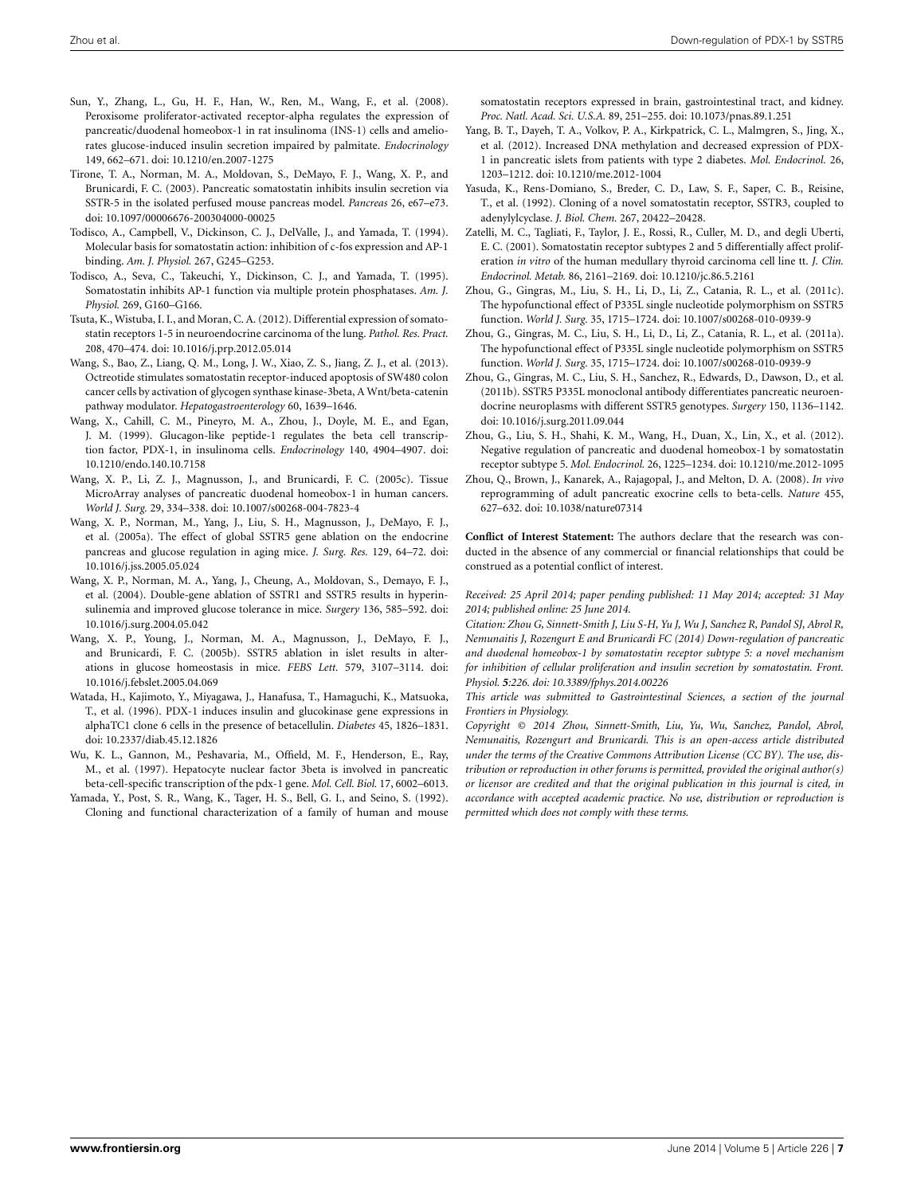Sun, Y., Zhang, L., Gu, H. F., Han, W., Ren, M., Wang, F., et al. (2008). Peroxisome proliferator-activated receptor-alpha regulates the expression of pancreatic/duodenal homeobox-1 in rat insulinoma (INS-1) cells and ameliorates glucose-induced insulin secretion impaired by palmitate. *Endocrinology* 149, 662–671. doi: 10.1210/en.2007-1275

Tirone, T. A., Norman, M. A., Moldovan, S., DeMayo, F. J., Wang, X. P., and Brunicardi, F. C. (2003). Pancreatic somatostatin inhibits insulin secretion via SSTR-5 in the isolated perfused mouse pancreas model. *Pancreas* 26, e67–e73. doi: 10.1097/00006676-200304000-00025

Todisco, A., Campbell, V., Dickinson, C. J., DelValle, J., and Yamada, T. (1994). Molecular basis for somatostatin action: inhibition of c-fos expression and AP-1 binding. *Am. J. Physiol.* 267, G245–G253.

Todisco, A., Seva, C., Takeuchi, Y., Dickinson, C. J., and Yamada, T. (1995). Somatostatin inhibits AP-1 function via multiple protein phosphatases. *Am. J. Physiol.* 269, G160–G166.

Tsuta, K., Wistuba, I. I., and Moran, C. A. (2012). Differential expression of somatostatin receptors 1-5 in neuroendocrine carcinoma of the lung. *Pathol. Res. Pract.* 208, 470–474. doi: 10.1016/j.prp.2012.05.014

Wang, S., Bao, Z., Liang, Q. M., Long, J. W., Xiao, Z. S., Jiang, Z. J., et al. (2013). Octreotide stimulates somatostatin receptor-induced apoptosis of SW480 colon cancer cells by activation of glycogen synthase kinase-3beta, A Wnt/beta-catenin pathway modulator. *Hepatogastroenterology* 60, 1639–1646.

Wang, X., Cahill, C. M., Pineyro, M. A., Zhou, J., Doyle, M. E., and Egan, J. M. (1999). Glucagon-like peptide-1 regulates the beta cell transcription factor, PDX-1, in insulinoma cells. *Endocrinology* 140, 4904–4907. doi: 10.1210/endo.140.10.7158

Wang, X. P., Li, Z. J., Magnusson, J., and Brunicardi, F. C. (2005c). Tissue MicroArray analyses of pancreatic duodenal homeobox-1 in human cancers. *World J. Surg.* 29, 334–338. doi: 10.1007/s00268-004-7823-4

Wang, X. P., Norman, M., Yang, J., Liu, S. H., Magnusson, J., DeMayo, F. J., et al. (2005a). The effect of global SSTR5 gene ablation on the endocrine pancreas and glucose regulation in aging mice. *J. Surg. Res.* 129, 64–72. doi: 10.1016/j.jss.2005.05.024

Wang, X. P., Norman, M. A., Yang, J., Cheung, A., Moldovan, S., Demayo, F. J., et al. (2004). Double-gene ablation of SSTR1 and SSTR5 results in hyperinsulinemia and improved glucose tolerance in mice. *Surgery* 136, 585–592. doi: 10.1016/j.surg.2004.05.042

Wang, X. P., Young, J., Norman, M. A., Magnusson, J., DeMayo, F. J., and Brunicardi, F. C. (2005b). SSTR5 ablation in islet results in alterations in glucose homeostasis in mice. *FEBS Lett.* 579, 3107–3114. doi: 10.1016/j.febslet.2005.04.069

Watada, H., Kajimoto, Y., Miyagawa, J., Hanafusa, T., Hamaguchi, K., Matsuoka, T., et al. (1996). PDX-1 induces insulin and glucokinase gene expressions in alphaTC1 clone 6 cells in the presence of betacellulin. *Diabetes* 45, 1826–1831. doi: 10.2337/diab.45.12.1826

Wu, K. L., Gannon, M., Peshavaria, M., Offield, M. F., Henderson, E., Ray, M., et al. (1997). Hepatocyte nuclear factor 3beta is involved in pancreatic beta-cell-specific transcription of the pdx-1 gene. *Mol. Cell. Biol.* 17, 6002–6013.

Yamada, Y., Post, S. R., Wang, K., Tager, H. S., Bell, G. I., and Seino, S. (1992). Cloning and functional characterization of a family of human and mouse somatostatin receptors expressed in brain, gastrointestinal tract, and kidney. *Proc. Natl. Acad. Sci. U.S.A.* 89, 251–255. doi: 10.1073/pnas.89.1.251

Yang, B. T., Dayeh, T. A., Volkov, P. A., Kirkpatrick, C. L., Malmgren, S., Jing, X., et al. (2012). Increased DNA methylation and decreased expression of PDX-1 in pancreatic islets from patients with type 2 diabetes. *Mol. Endocrinol.* 26, 1203–1212. doi: 10.1210/me.2012-1004

Yasuda, K., Rens-Domiano, S., Breder, C. D., Law, S. F., Saper, C. B., Reisine, T., et al. (1992). Cloning of a novel somatostatin receptor, SSTR3, coupled to adenylylcyclase. *J. Biol. Chem.* 267, 20422–20428.

Zatelli, M. C., Tagliati, F., Taylor, J. E., Rossi, R., Culler, M. D., and degli Uberti, E. C. (2001). Somatostatin receptor subtypes 2 and 5 differentially affect proliferation *in vitro* of the human medullary thyroid carcinoma cell line tt. *J. Clin. Endocrinol. Metab.* 86, 2161–2169. doi: 10.1210/jc.86.5.2161

Zhou, G., Gingras, M., Liu, S. H., Li, D., Li, Z., Catania, R. L., et al. (2011c). The hypofunctional effect of P335L single nucleotide polymorphism on SSTR5 function. *World J. Surg.* 35, 1715–1724. doi: 10.1007/s00268-010-0939-9

Zhou, G., Gingras, M. C., Liu, S. H., Li, D., Li, Z., Catania, R. L., et al. (2011a). The hypofunctional effect of P335L single nucleotide polymorphism on SSTR5 function. *World J. Surg.* 35, 1715–1724. doi: 10.1007/s00268-010-0939-9

Zhou, G., Gingras, M. C., Liu, S. H., Sanchez, R., Edwards, D., Dawson, D., et al. (2011b). SSTR5 P335L monoclonal antibody differentiates pancreatic neuroendocrine neuroplasms with different SSTR5 genotypes. *Surgery* 150, 1136–1142. doi: 10.1016/j.surg.2011.09.044

Zhou, G., Liu, S. H., Shahi, K. M., Wang, H., Duan, X., Lin, X., et al. (2012). Negative regulation of pancreatic and duodenal homeobox-1 by somatostatin receptor subtype 5. *Mol. Endocrinol.* 26, 1225–1234. doi: 10.1210/me.2012-1095

Zhou, Q., Brown, J., Kanarek, A., Rajagopal, J., and Melton, D. A. (2008). *In vivo* reprogramming of adult pancreatic exocrine cells to beta-cells. *Nature* 455, 627–632. doi: 10.1038/nature07314

**Conflict of Interest Statement:** The authors declare that the research was conducted in the absence of any commercial or financial relationships that could be construed as a potential conflict of interest.

*Received: 25 April 2014; paper pending published: 11 May 2014; accepted: 31 May 2014; published online: 25 June 2014.*

*Citation: Zhou G, Sinnett-Smith J, Liu S-H, Yu J, Wu J, Sanchez R, Pandol SJ, Abrol R, Nemunaitis J, Rozengurt E and Brunicardi FC (2014) Down-regulation of pancreatic and duodenal homeobox-1 by somatostatin receptor subtype 5: a novel mechanism for inhibition of cellular proliferation and insulin secretion by somatostatin. Front. Physiol. **5**:226. doi: 10.3389/fphys.2014.00226*

*This article was submitted to Gastrointestinal Sciences, a section of the journal Frontiers in Physiology.*

*Copyright © 2014 Zhou, Sinnett-Smith, Liu, Yu, Wu, Sanchez, Pandol, Abrol, Nemunaitis, Rozengurt and Brunicardi. This is an open-access article distributed under the terms of the Creative Commons Attribution License (CC BY). The use, distribution or reproduction in other forums is permitted, provided the original author(s) or licensor are credited and that the original publication in this journal is cited, in accordance with accepted academic practice. No use, distribution or reproduction is permitted which does not comply with these terms.*